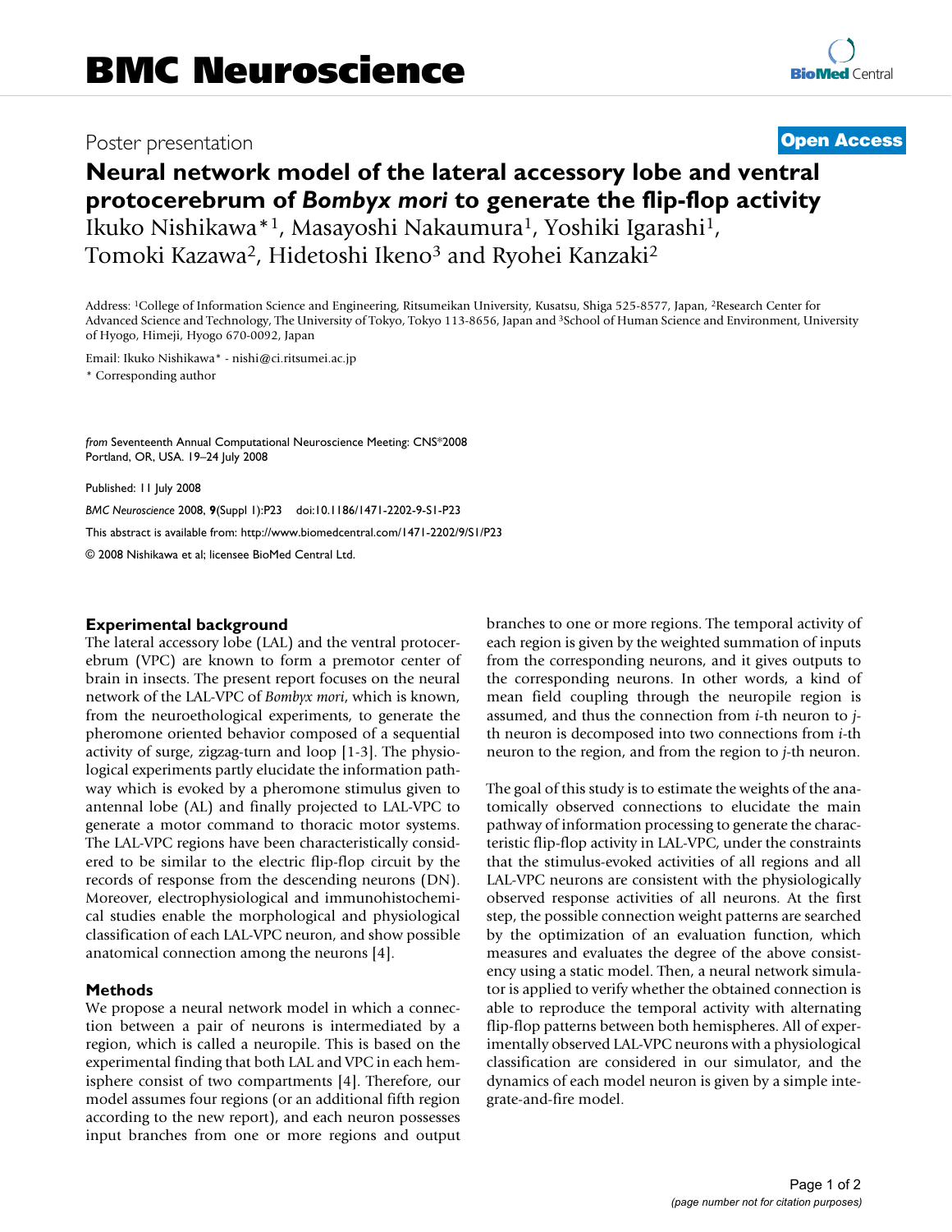# BMC Neuroscience

Poster presentation

**Open Access**

## Neural network model of the lateral accessory lobe and ventral protocerebrum of *Bombyx mori* to generate the flip-flop activity

Ikuko Nishikawa*[1], Masayoshi Nakaumura[1], Yoshiki Igarashi[1], Tomoki Kazawa[2], Hidetoshi Ikeno[3] and Ryohei Kanzaki[2]

Address: [1]College of Information Science and Engineering, Ritsumeikan University, Kusatsu, Shiga 525-8577, Japan, [2]Research Center for Advanced Science and Technology, The University of Tokyo, Tokyo 113-8656, Japan and [3]School of Human Science and Environment, University of Hyogo, Himeji, Hyogo 670-0092, Japan

Email: Ikuko Nishikawa* - nishi@ci.ritsumei.ac.jp

\* Corresponding author

*from* Seventeenth Annual Computational Neuroscience Meeting: CNS*2008
Portland, OR, USA. 19–24 July 2008

Published: 11 July 2008

*BMC Neuroscience* 2008, **9**(Suppl 1):P23 doi:10.1186/1471-2202-9-S1-P23

This abstract is available from: http://www.biomedcentral.com/1471-2202/9/S1/P23

© 2008 Nishikawa et al; licensee BioMed Central Ltd.

### Experimental background

The lateral accessory lobe (LAL) and the ventral protocerebrum (VPC) are known to form a premotor center of brain in insects. The present report focuses on the neural network of the LAL-VPC of *Bombyx mori*, which is known, from the neuroethological experiments, to generate the pheromone oriented behavior composed of a sequential activity of surge, zigzag-turn and loop [1-3]. The physiological experiments partly elucidate the information pathway which is evoked by a pheromone stimulus given to antennal lobe (AL) and finally projected to LAL-VPC to generate a motor command to thoracic motor systems. The LAL-VPC regions have been characteristically considered to be similar to the electric flip-flop circuit by the records of response from the descending neurons (DN). Moreover, electrophysiological and immunohistochemical studies enable the morphological and physiological classification of each LAL-VPC neuron, and show possible anatomical connection among the neurons [4].

### Methods

We propose a neural network model in which a connection between a pair of neurons is intermediated by a region, which is called a neuropile. This is based on the experimental finding that both LAL and VPC in each hemisphere consist of two compartments [4]. Therefore, our model assumes four regions (or an additional fifth region according to the new report), and each neuron possesses input branches from one or more regions and output branches to one or more regions. The temporal activity of each region is given by the weighted summation of inputs from the corresponding neurons, and it gives outputs to the corresponding neurons. In other words, a kind of mean field coupling through the neuropile region is assumed, and thus the connection from *i*-th neuron to *j*-th neuron is decomposed into two connections from *i*-th neuron to the region, and from the region to *j*-th neuron.

The goal of this study is to estimate the weights of the anatomically observed connections to elucidate the main pathway of information processing to generate the characteristic flip-flop activity in LAL-VPC, under the constraints that the stimulus-evoked activities of all regions and all LAL-VPC neurons are consistent with the physiologically observed response activities of all neurons. At the first step, the possible connection weight patterns are searched by the optimization of an evaluation function, which measures and evaluates the degree of the above consistency using a static model. Then, a neural network simulator is applied to verify whether the obtained connection is able to reproduce the temporal activity with alternating flip-flop patterns between both hemispheres. All of experimentally observed LAL-VPC neurons with a physiological classification are considered in our simulator, and the dynamics of each model neuron is given by a simple integrate-and-fire model.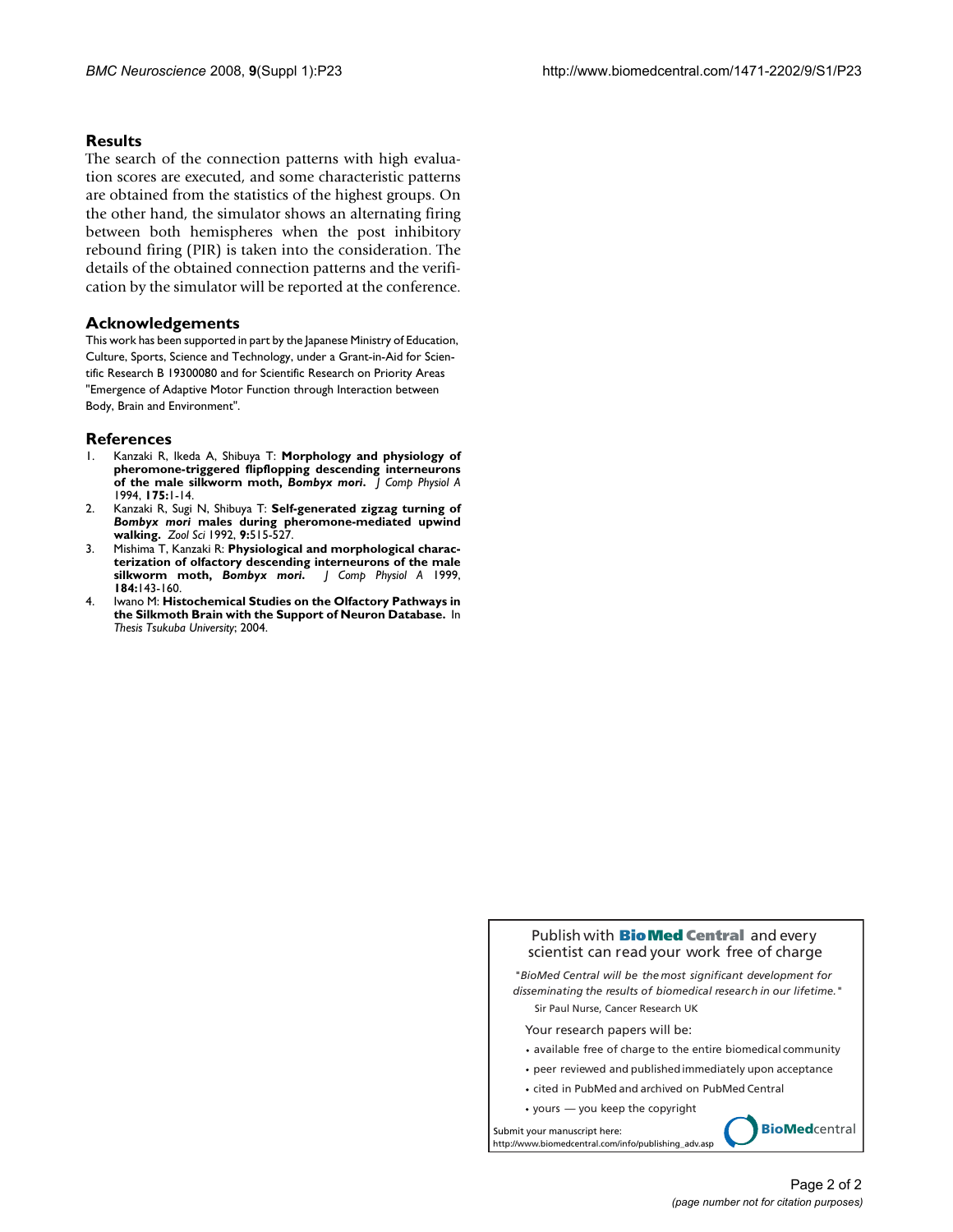## Results

The search of the connection patterns with high evaluation scores are executed, and some characteristic patterns are obtained from the statistics of the highest groups. On the other hand, the simulator shows an alternating firing between both hemispheres when the post inhibitory rebound firing (PIR) is taken into the consideration. The details of the obtained connection patterns and the verification by the simulator will be reported at the conference.

## Acknowledgements

This work has been supported in part by the Japanese Ministry of Education, Culture, Sports, Science and Technology, under a Grant-in-Aid for Scientific Research B 19300080 and for Scientific Research on Priority Areas "Emergence of Adaptive Motor Function through Interaction between Body, Brain and Environment".

## References

1. Kanzaki R, Ikeda A, Shibuya T: **Morphology and physiology of pheromone-triggered flipflopping descending interneurons of the male silkworm moth, *Bombyx mori*.** *J Comp Physiol A* 1994, **175:**1-14.
2. Kanzaki R, Sugi N, Shibuya T: **Self-generated zigzag turning of *Bombyx mori* males during pheromone-mediated upwind walking.** *Zool Sci* 1992, **9:**515-527.
3. Mishima T, Kanzaki R: **Physiological and morphological characterization of olfactory descending interneurons of the male silkworm moth, *Bombyx mori*.** *J Comp Physiol A* 1999, **184:**143-160.
4. Iwano M: **Histochemical Studies on the Olfactory Pathways in the Silkmoth Brain with the Support of Neuron Database.** In *Thesis Tsukuba University*; 2004.

Publish with **BioMed Central** and every scientist can read your work free of charge

*"BioMed Central will be the most significant development for disseminating the results of biomedical research in our lifetime."*
Sir Paul Nurse, Cancer Research UK

Your research papers will be:

- available free of charge to the entire biomedical community
- peer reviewed and published immediately upon acceptance
- cited in PubMed and archived on PubMed Central
- yours — you keep the copyright

Submit your manuscript here:
http://www.biomedcentral.com/info/publishing_adv.asp

**BioMed**central